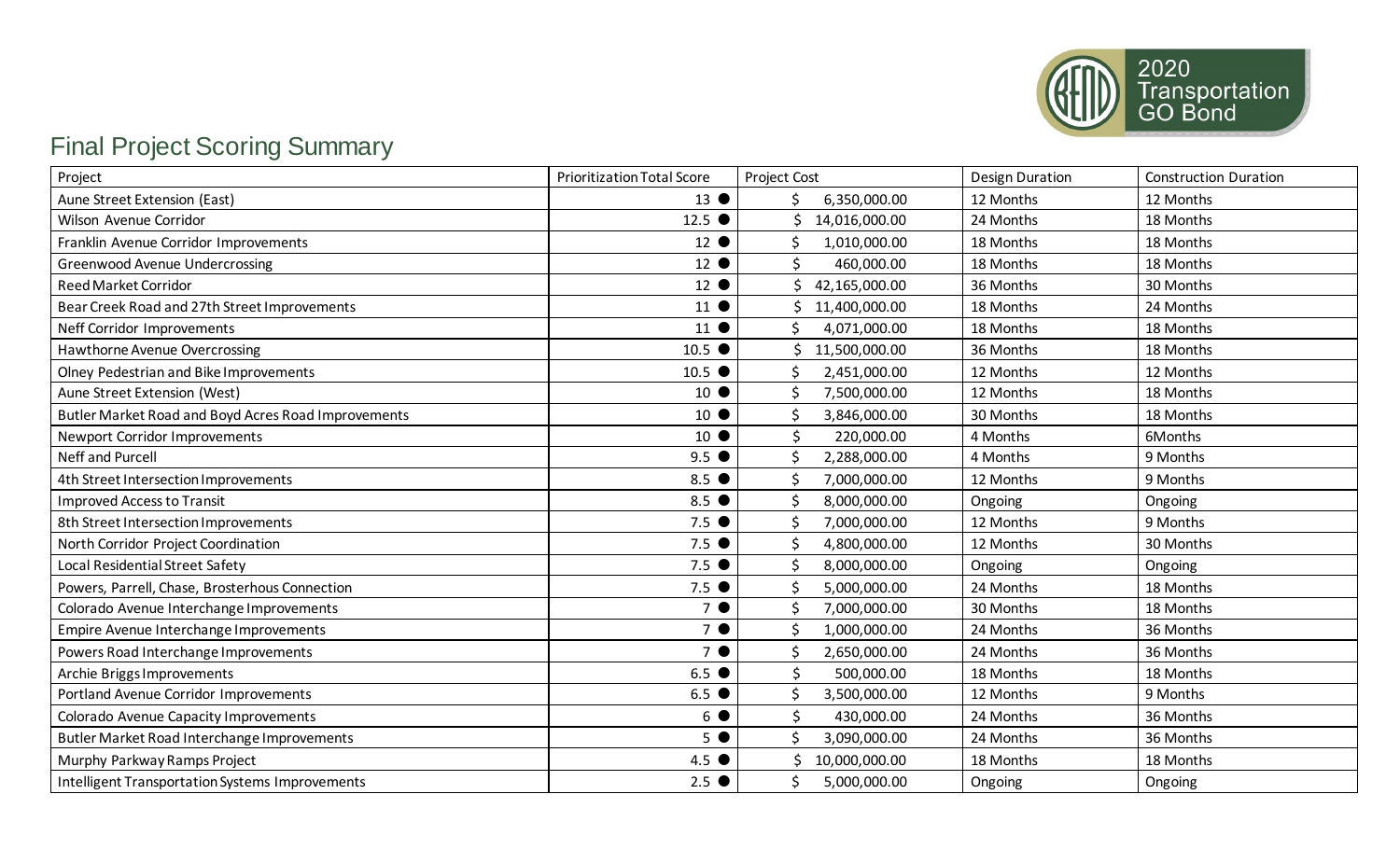## Final Project Scoring Summary

| Project | Prioritization Total Score | Project Cost | Design Duration | Construction Duration |
|---|---|---|---|---|
| Aune Street Extension (East) | 13 ● | $ 6,350,000.00 | 12 Months | 12 Months |
| Wilson Avenue Corridor | 12.5 ● | $ 14,016,000.00 | 24 Months | 18 Months |
| Franklin Avenue Corridor Improvements | 12 ● | $ 1,010,000.00 | 18 Months | 18 Months |
| Greenwood Avenue Undercrossing | 12 ● | $ 460,000.00 | 18 Months | 18 Months |
| Reed Market Corridor | 12 ● | $ 42,165,000.00 | 36 Months | 30 Months |
| Bear Creek Road and 27th Street Improvements | 11 ● | $ 11,400,000.00 | 18 Months | 24 Months |
| Neff Corridor Improvements | 11 ● | $ 4,071,000.00 | 18 Months | 18 Months |
| Hawthorne Avenue Overcrossing | 10.5 ● | $ 11,500,000.00 | 36 Months | 18 Months |
| Olney Pedestrian and Bike Improvements | 10.5 ● | $ 2,451,000.00 | 12 Months | 12 Months |
| Aune Street Extension (West) | 10 ● | $ 7,500,000.00 | 12 Months | 18 Months |
| Butler Market Road and Boyd Acres Road Improvements | 10 ● | $ 3,846,000.00 | 30 Months | 18 Months |
| Newport Corridor Improvements | 10 ● | $ 220,000.00 | 4 Months | 6Months |
| Neff and Purcell | 9.5 ● | $ 2,288,000.00 | 4 Months | 9 Months |
| 4th Street Intersection Improvements | 8.5 ● | $ 7,000,000.00 | 12 Months | 9 Months |
| Improved Access to Transit | 8.5 ● | $ 8,000,000.00 | Ongoing | Ongoing |
| 8th Street Intersection Improvements | 7.5 ● | $ 7,000,000.00 | 12 Months | 9 Months |
| North Corridor Project Coordination | 7.5 ● | $ 4,800,000.00 | 12 Months | 30 Months |
| Local Residential Street Safety | 7.5 ● | $ 8,000,000.00 | Ongoing | Ongoing |
| Powers, Parrell, Chase, Brosterhous Connection | 7.5 ● | $ 5,000,000.00 | 24 Months | 18 Months |
| Colorado Avenue Interchange Improvements | 7 ● | $ 7,000,000.00 | 30 Months | 18 Months |
| Empire Avenue Interchange Improvements | 7 ● | $ 1,000,000.00 | 24 Months | 36 Months |
| Powers Road Interchange Improvements | 7 ● | $ 2,650,000.00 | 24 Months | 36 Months |
| Archie Briggs Improvements | 6.5 ● | $ 500,000.00 | 18 Months | 18 Months |
| Portland Avenue Corridor Improvements | 6.5 ● | $ 3,500,000.00 | 12 Months | 9 Months |
| Colorado Avenue Capacity Improvements | 6 ● | $ 430,000.00 | 24 Months | 36 Months |
| Butler Market Road Interchange Improvements | 5 ● | $ 3,090,000.00 | 24 Months | 36 Months |
| Murphy Parkway Ramps Project | 4.5 ● | $ 10,000,000.00 | 18 Months | 18 Months |
| Intelligent Transportation Systems Improvements | 2.5 ● | $ 5,000,000.00 | Ongoing | Ongoing |